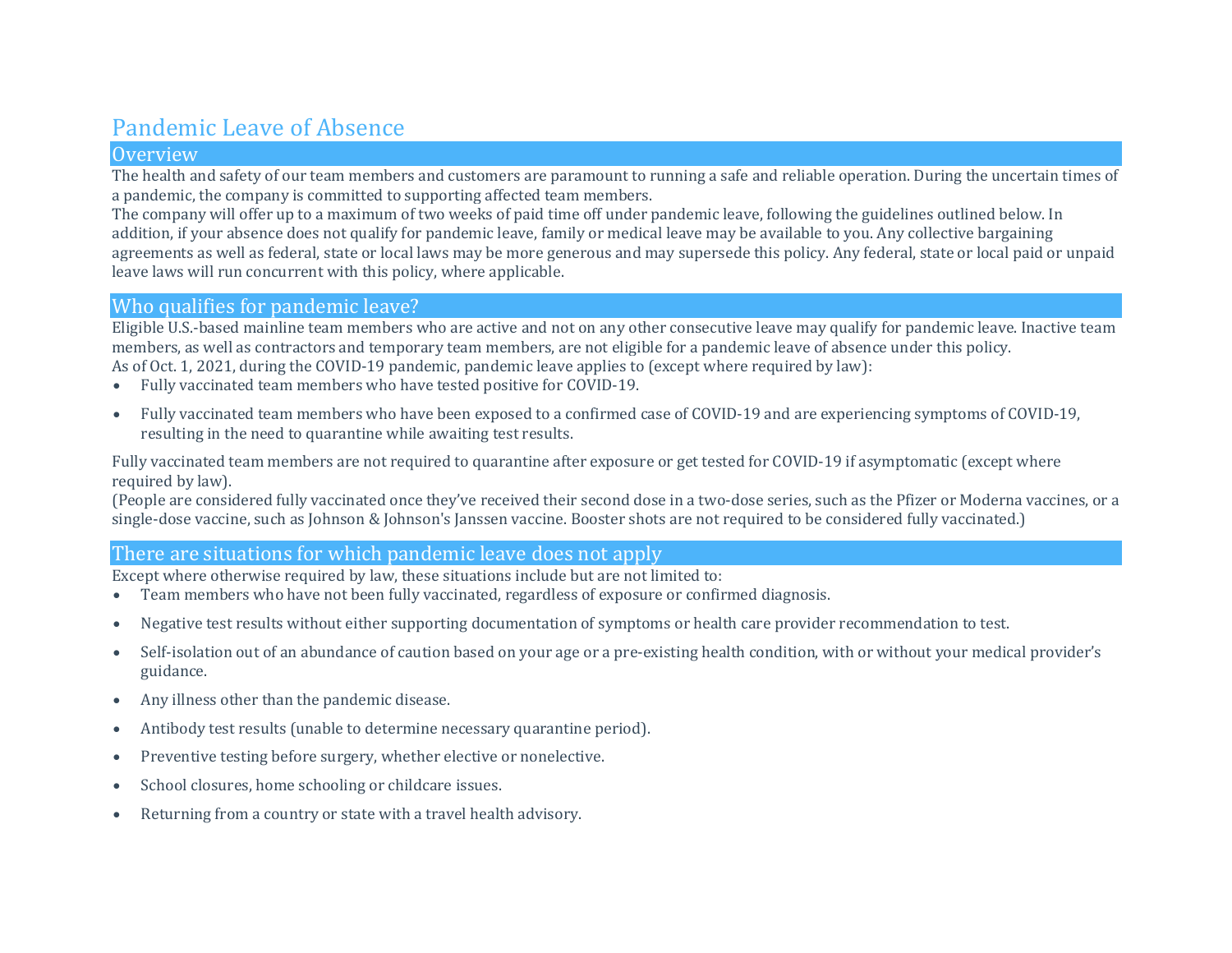# Pandemic Leave of Absence

## Overview

The health and safety of our team members and customers are paramount to running a safe and reliable operation. During the uncertain times of a pandemic, the company is committed to supporting affected team members.

The company will offer up to a maximum of two weeks of paid time off under pandemic leave, following the guidelines outlined below. In addition, if your absence does not qualify for pandemic leave, family or medical leave may be available to you. Any collective bargaining agreements as well as federal, state or local laws may be more generous and may supersede this policy. Any federal, state or local paid or unpaid leave laws will run concurrent with this policy, where applicable.

## Who qualifies for pandemic leave?

Eligible U.S.-based mainline team members who are active and not on any other consecutive leave may qualify for pandemic leave. Inactive team members, as well as contractors and temporary team members, are not eligible for a pandemic leave of absence under this policy.

As of Oct. 1, 2021, during the COVID-19 pandemic, pandemic leave applies to (except where required by law):

- Fully vaccinated team members who have tested positive for COVID-19.
- Fully vaccinated team members who have been exposed to a confirmed case of COVID-19 and are experiencing symptoms of COVID-19, resulting in the need to quarantine while awaiting test results.

Fully vaccinated team members are not required to quarantine after exposure or get tested for COVID-19 if asymptomatic (except where required by law).

(People are considered fully vaccinated once they've received their second dose in a two-dose series, such as the Pfizer or Moderna vaccines, or a single-dose vaccine, such as Johnson & Johnson's Janssen vaccine. Booster shots are not required to be considered fully vaccinated.)

## There are situations for which pandemic leave does not apply

Except where otherwise required by law, these situations include but are not limited to:

- Team members who have not been fully vaccinated, regardless of exposure or confirmed diagnosis.
- Negative test results without either supporting documentation of symptoms or health care provider recommendation to test.
- Self-isolation out of an abundance of caution based on your age or a pre-existing health condition, with or without your medical provider's guidance.
- Any illness other than the pandemic disease.
- Antibody test results (unable to determine necessary quarantine period).
- Preventive testing before surgery, whether elective or nonelective.
- School closures, home schooling or childcare issues.
- Returning from a country or state with a travel health advisory.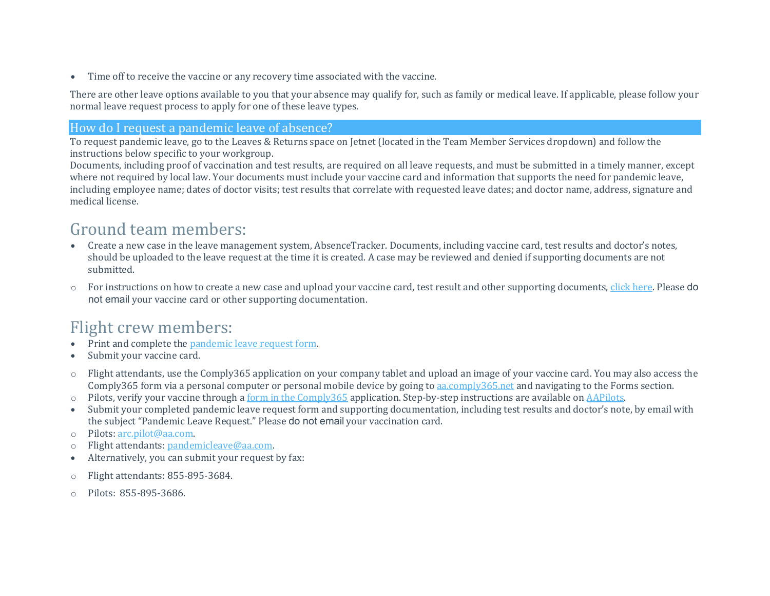- Time off to receive the vaccine or any recovery time associated with the vaccine.

There are other leave options available to you that your absence may qualify for, such as family or medical leave. If applicable, please follow your normal leave request process to apply for one of these leave types.

## How do I request a pandemic leave of absence?

To request pandemic leave, go to the Leaves & Returns space on Jetnet (located in the Team Member Services dropdown) and follow the instructions below specific to your workgroup.

Documents, including proof of vaccination and test results, are required on all leave requests, and must be submitted in a timely manner, except where not required by local law. Your documents must include your vaccine card and information that supports the need for pandemic leave, including employee name; dates of doctor visits; test results that correlate with requested leave dates; and doctor name, address, signature and medical license.

## Ground team members:

- Create a new case in the leave management system, AbsenceTracker. Documents, including vaccine card, test results and doctor's notes, should be uploaded to the leave request at the time it is created. A case may be reviewed and denied if supporting documents are not submitted.
  - For instructions on how to create a new case and upload your vaccine card, test result and other supporting documents, [click here](). Please do not email your vaccine card or other supporting documentation.

## Flight crew members:

- Print and complete the [pandemic leave request form]().
- Submit your vaccine card.
  - Flight attendants, use the Comply365 application on your company tablet and upload an image of your vaccine card. You may also access the Comply365 form via a personal computer or personal mobile device by going to [aa.comply365.net]() and navigating to the Forms section.
  - Pilots, verify your vaccine through a [form in the Comply365]() application. Step-by-step instructions are available on [AAPilots]().
- Submit your completed pandemic leave request form and supporting documentation, including test results and doctor's note, by email with the subject "Pandemic Leave Request." Please do not email your vaccination card.
  - Pilots: [arc.pilot@aa.com]().
  - Flight attendants: [pandemicleave@aa.com]().
- Alternatively, you can submit your request by fax:
  - Flight attendants: 855-895-3684.
  - Pilots: 855-895-3686.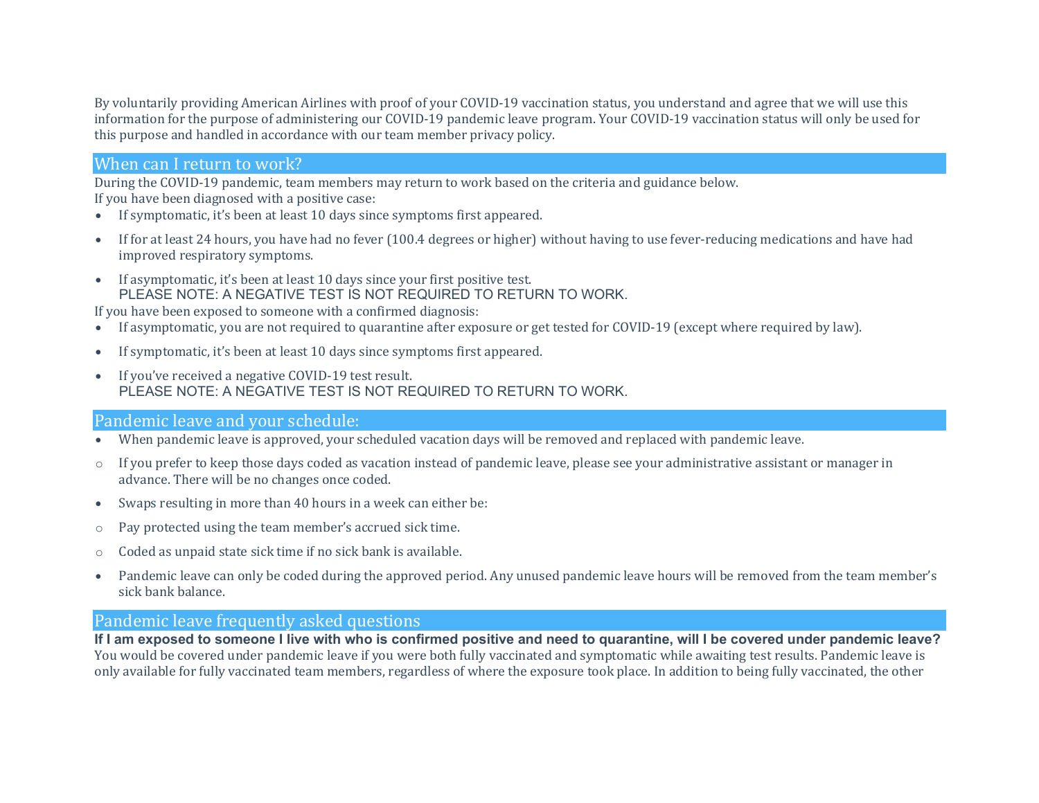By voluntarily providing American Airlines with proof of your COVID-19 vaccination status, you understand and agree that we will use this information for the purpose of administering our COVID-19 pandemic leave program. Your COVID-19 vaccination status will only be used for this purpose and handled in accordance with our team member privacy policy.

## When can I return to work?

During the COVID-19 pandemic, team members may return to work based on the criteria and guidance below.

If you have been diagnosed with a positive case:

- If symptomatic, it's been at least 10 days since symptoms first appeared.
- If for at least 24 hours, you have had no fever (100.4 degrees or higher) without having to use fever-reducing medications and have had improved respiratory symptoms.
- If asymptomatic, it's been at least 10 days since your first positive test.
  PLEASE NOTE: A NEGATIVE TEST IS NOT REQUIRED TO RETURN TO WORK.

If you have been exposed to someone with a confirmed diagnosis:

- If asymptomatic, you are not required to quarantine after exposure or get tested for COVID-19 (except where required by law).
- If symptomatic, it's been at least 10 days since symptoms first appeared.
- If you've received a negative COVID-19 test result.
  PLEASE NOTE: A NEGATIVE TEST IS NOT REQUIRED TO RETURN TO WORK.

## Pandemic leave and your schedule:

- When pandemic leave is approved, your scheduled vacation days will be removed and replaced with pandemic leave.
  - If you prefer to keep those days coded as vacation instead of pandemic leave, please see your administrative assistant or manager in advance. There will be no changes once coded.
- Swaps resulting in more than 40 hours in a week can either be:
  - Pay protected using the team member's accrued sick time.
  - Coded as unpaid state sick time if no sick bank is available.
- Pandemic leave can only be coded during the approved period. Any unused pandemic leave hours will be removed from the team member's sick bank balance.

## Pandemic leave frequently asked questions

**If I am exposed to someone I live with who is confirmed positive and need to quarantine, will I be covered under pandemic leave?**

You would be covered under pandemic leave if you were both fully vaccinated and symptomatic while awaiting test results. Pandemic leave is only available for fully vaccinated team members, regardless of where the exposure took place. In addition to being fully vaccinated, the other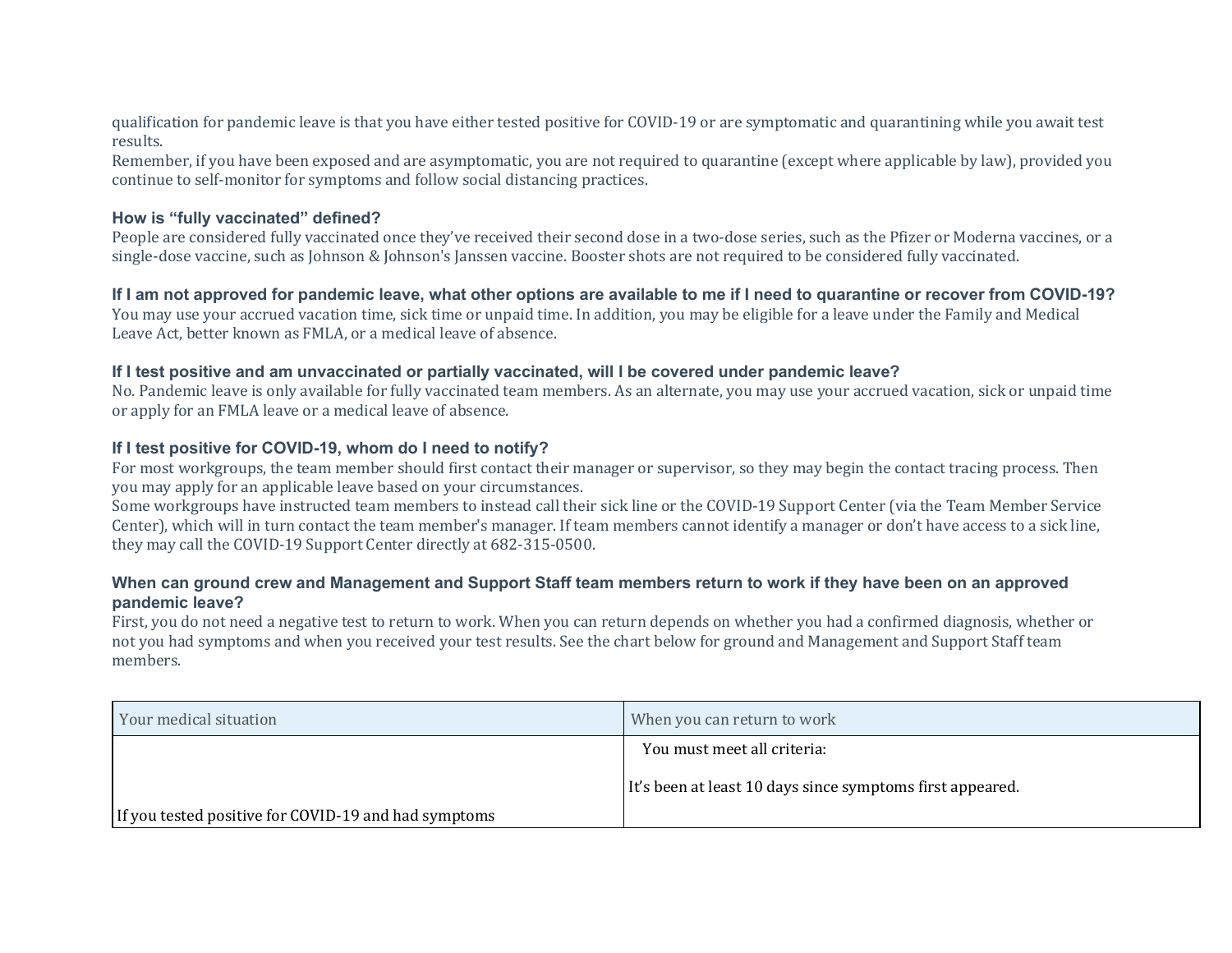qualification for pandemic leave is that you have either tested positive for COVID-19 or are symptomatic and quarantining while you await test results.
Remember, if you have been exposed and are asymptomatic, you are not required to quarantine (except where applicable by law), provided you continue to self-monitor for symptoms and follow social distancing practices.

### How is "fully vaccinated" defined?

People are considered fully vaccinated once they've received their second dose in a two-dose series, such as the Pfizer or Moderna vaccines, or a single-dose vaccine, such as Johnson & Johnson's Janssen vaccine. Booster shots are not required to be considered fully vaccinated.

### If I am not approved for pandemic leave, what other options are available to me if I need to quarantine or recover from COVID-19?

You may use your accrued vacation time, sick time or unpaid time. In addition, you may be eligible for a leave under the Family and Medical Leave Act, better known as FMLA, or a medical leave of absence.

### If I test positive and am unvaccinated or partially vaccinated, will I be covered under pandemic leave?

No. Pandemic leave is only available for fully vaccinated team members. As an alternate, you may use your accrued vacation, sick or unpaid time or apply for an FMLA leave or a medical leave of absence.

### If I test positive for COVID-19, whom do I need to notify?

For most workgroups, the team member should first contact their manager or supervisor, so they may begin the contact tracing process. Then you may apply for an applicable leave based on your circumstances.
Some workgroups have instructed team members to instead call their sick line or the COVID-19 Support Center (via the Team Member Service Center), which will in turn contact the team member's manager. If team members cannot identify a manager or don't have access to a sick line, they may call the COVID-19 Support Center directly at 682-315-0500.

### When can ground crew and Management and Support Staff team members return to work if they have been on an approved pandemic leave?

First, you do not need a negative test to return to work. When you can return depends on whether you had a confirmed diagnosis, whether or not you had symptoms and when you received your test results. See the chart below for ground and Management and Support Staff team members.

| Your medical situation | When you can return to work |
|---|---|
| If you tested positive for COVID-19 and had symptoms | You must meet all criteria:<br><br>It's been at least 10 days since symptoms first appeared. |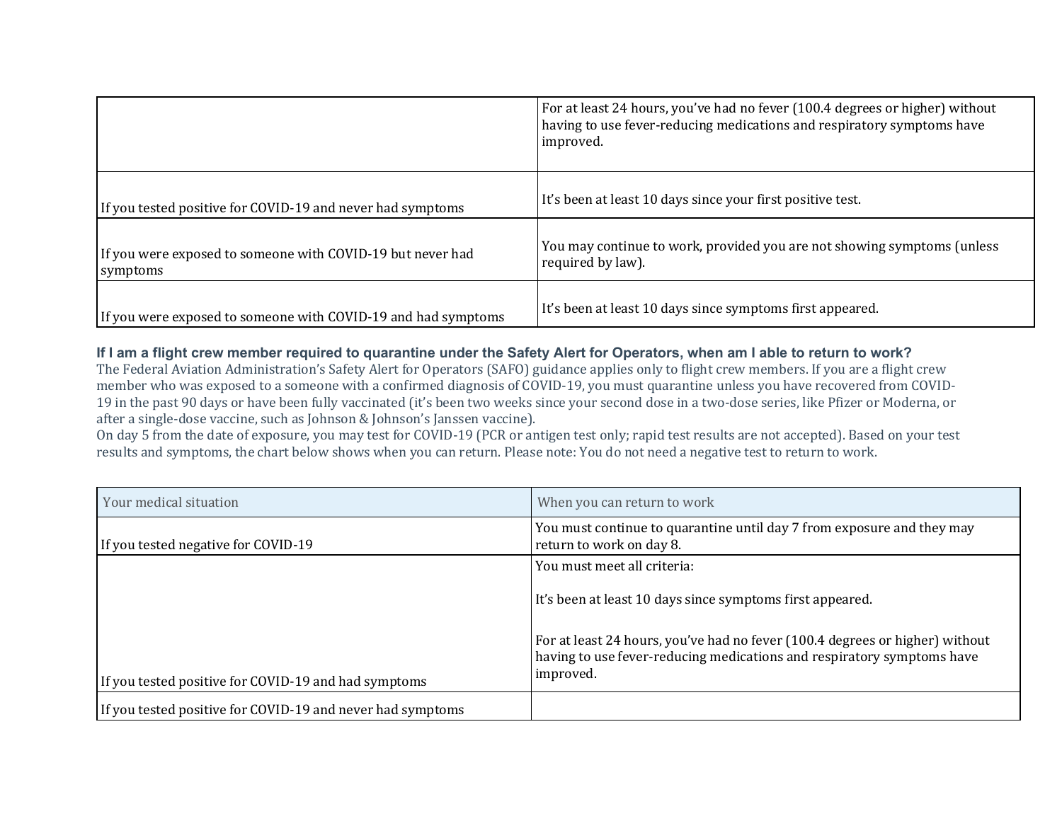| | |
|---|---|
| | For at least 24 hours, you've had no fever (100.4 degrees or higher) without having to use fever-reducing medications and respiratory symptoms have improved. |
| If you tested positive for COVID-19 and never had symptoms | It's been at least 10 days since your first positive test. |
| If you were exposed to someone with COVID-19 but never had symptoms | You may continue to work, provided you are not showing symptoms (unless required by law). |
| If you were exposed to someone with COVID-19 and had symptoms | It's been at least 10 days since symptoms first appeared. |

### If I am a flight crew member required to quarantine under the Safety Alert for Operators, when am I able to return to work?

The Federal Aviation Administration's Safety Alert for Operators (SAFO) guidance applies only to flight crew members. If you are a flight crew member who was exposed to a someone with a confirmed diagnosis of COVID-19, you must quarantine unless you have recovered from COVID-19 in the past 90 days or have been fully vaccinated (it's been two weeks since your second dose in a two-dose series, like Pfizer or Moderna, or after a single-dose vaccine, such as Johnson & Johnson's Janssen vaccine).

On day 5 from the date of exposure, you may test for COVID-19 (PCR or antigen test only; rapid test results are not accepted). Based on your test results and symptoms, the chart below shows when you can return. Please note: You do not need a negative test to return to work.

| Your medical situation | When you can return to work |
|---|---|
| If you tested negative for COVID-19 | You must continue to quarantine until day 7 from exposure and they may return to work on day 8. |
| If you tested positive for COVID-19 and had symptoms | You must meet all criteria:<br><br>It's been at least 10 days since symptoms first appeared.<br><br>For at least 24 hours, you've had no fever (100.4 degrees or higher) without having to use fever-reducing medications and respiratory symptoms have improved. |
| If you tested positive for COVID-19 and never had symptoms | |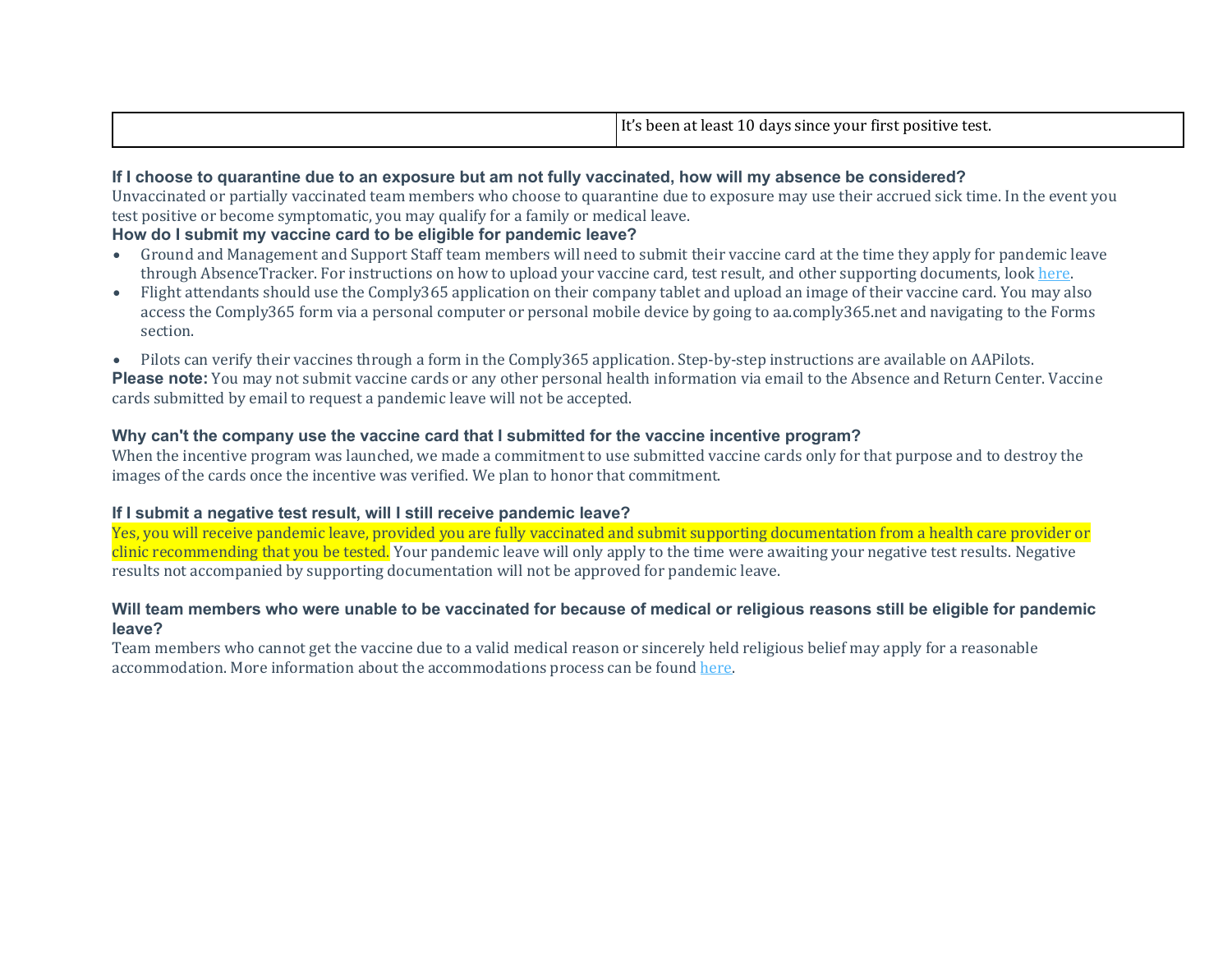| | |
|---|---|
| | It's been at least 10 days since your first positive test. |

**If I choose to quarantine due to an exposure but am not fully vaccinated, how will my absence be considered?**

Unvaccinated or partially vaccinated team members who choose to quarantine due to exposure may use their accrued sick time. In the event you test positive or become symptomatic, you may qualify for a family or medical leave.

**How do I submit my vaccine card to be eligible for pandemic leave?**

- Ground and Management and Support Staff team members will need to submit their vaccine card at the time they apply for pandemic leave through AbsenceTracker. For instructions on how to upload your vaccine card, test result, and other supporting documents, look here.
- Flight attendants should use the Comply365 application on their company tablet and upload an image of their vaccine card. You may also access the Comply365 form via a personal computer or personal mobile device by going to aa.comply365.net and navigating to the Forms section.
- Pilots can verify their vaccines through a form in the Comply365 application. Step-by-step instructions are available on AAPilots.

**Please note:** You may not submit vaccine cards or any other personal health information via email to the Absence and Return Center. Vaccine cards submitted by email to request a pandemic leave will not be accepted.

**Why can't the company use the vaccine card that I submitted for the vaccine incentive program?**

When the incentive program was launched, we made a commitment to use submitted vaccine cards only for that purpose and to destroy the images of the cards once the incentive was verified. We plan to honor that commitment.

**If I submit a negative test result, will I still receive pandemic leave?**

Yes, you will receive pandemic leave, provided you are fully vaccinated and submit supporting documentation from a health care provider or clinic recommending that you be tested. Your pandemic leave will only apply to the time were awaiting your negative test results. Negative results not accompanied by supporting documentation will not be approved for pandemic leave.

**Will team members who were unable to be vaccinated for because of medical or religious reasons still be eligible for pandemic leave?**

Team members who cannot get the vaccine due to a valid medical reason or sincerely held religious belief may apply for a reasonable accommodation. More information about the accommodations process can be found here.